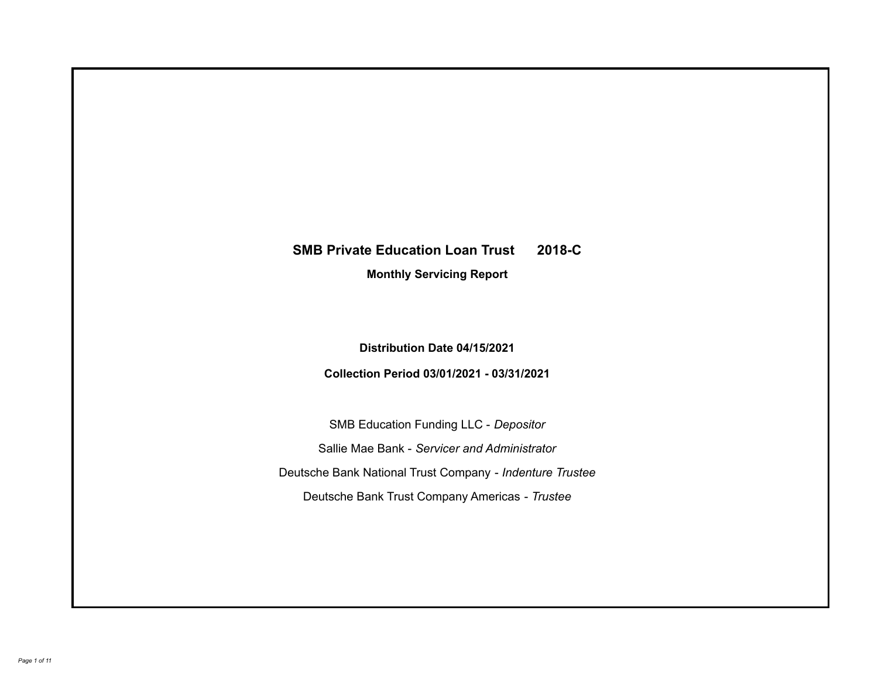# SMB Private Education Loan Trust 2018-C

## Monthly Servicing Report

**Distribution Date 04/15/2021**

**Collection Period 03/01/2021 - 03/31/2021**

SMB Education Funding LLC - *Depositor*

Sallie Mae Bank - *Servicer and Administrator*

Deutsche Bank National Trust Company - *Indenture Trustee*

Deutsche Bank Trust Company Americas - *Trustee*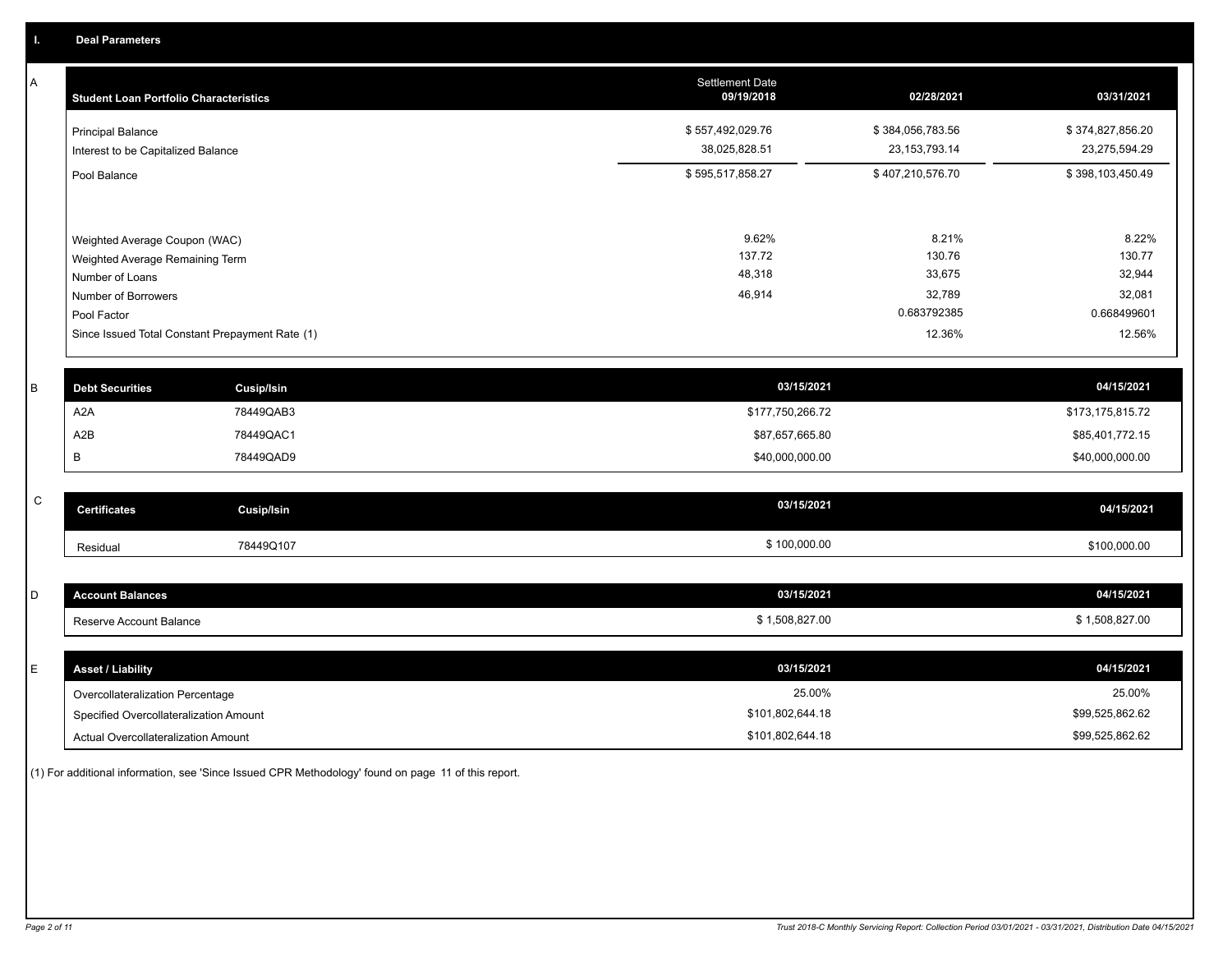## I. Deal Parameters

### A

| Student Loan Portfolio Characteristics | Settlement Date 09/19/2018 | 02/28/2021 | 03/31/2021 |
|---|---|---|---|
| Principal Balance | $ 557,492,029.76 | $ 384,056,783.56 | $ 374,827,856.20 |
| Interest to be Capitalized Balance | 38,025,828.51 | 23,153,793.14 | 23,275,594.29 |
| Pool Balance | $ 595,517,858.27 | $ 407,210,576.70 | $ 398,103,450.49 |
| Weighted Average Coupon (WAC) | 9.62% | 8.21% | 8.22% |
| Weighted Average Remaining Term | 137.72 | 130.76 | 130.77 |
| Number of Loans | 48,318 | 33,675 | 32,944 |
| Number of Borrowers | 46,914 | 32,789 | 32,081 |
| Pool Factor | | 0.683792385 | 0.668499601 |
| Since Issued Total Constant Prepayment Rate (1) | | 12.36% | 12.56% |

### B

| Debt Securities | Cusip/Isin | 03/15/2021 | 04/15/2021 |
|---|---|---|---|
| A2A | 78449QAB3 | $177,750,266.72 | $173,175,815.72 |
| A2B | 78449QAC1 | $87,657,665.80 | $85,401,772.15 |
| B | 78449QAD9 | $40,000,000.00 | $40,000,000.00 |

### C

| Certificates | Cusip/Isin | 03/15/2021 | 04/15/2021 |
|---|---|---|---|
| Residual | 78449Q107 | $ 100,000.00 | $100,000.00 |

### D

| Account Balances | 03/15/2021 | 04/15/2021 |
|---|---|---|
| Reserve Account Balance | $ 1,508,827.00 | $ 1,508,827.00 |

### E

| Asset / Liability | 03/15/2021 | 04/15/2021 |
|---|---|---|
| Overcollateralization Percentage | 25.00% | 25.00% |
| Specified Overcollateralization Amount | $101,802,644.18 | $99,525,862.62 |
| Actual Overcollateralization Amount | $101,802,644.18 | $99,525,862.62 |

(1) For additional information, see 'Since Issued CPR Methodology' found on page 11 of this report.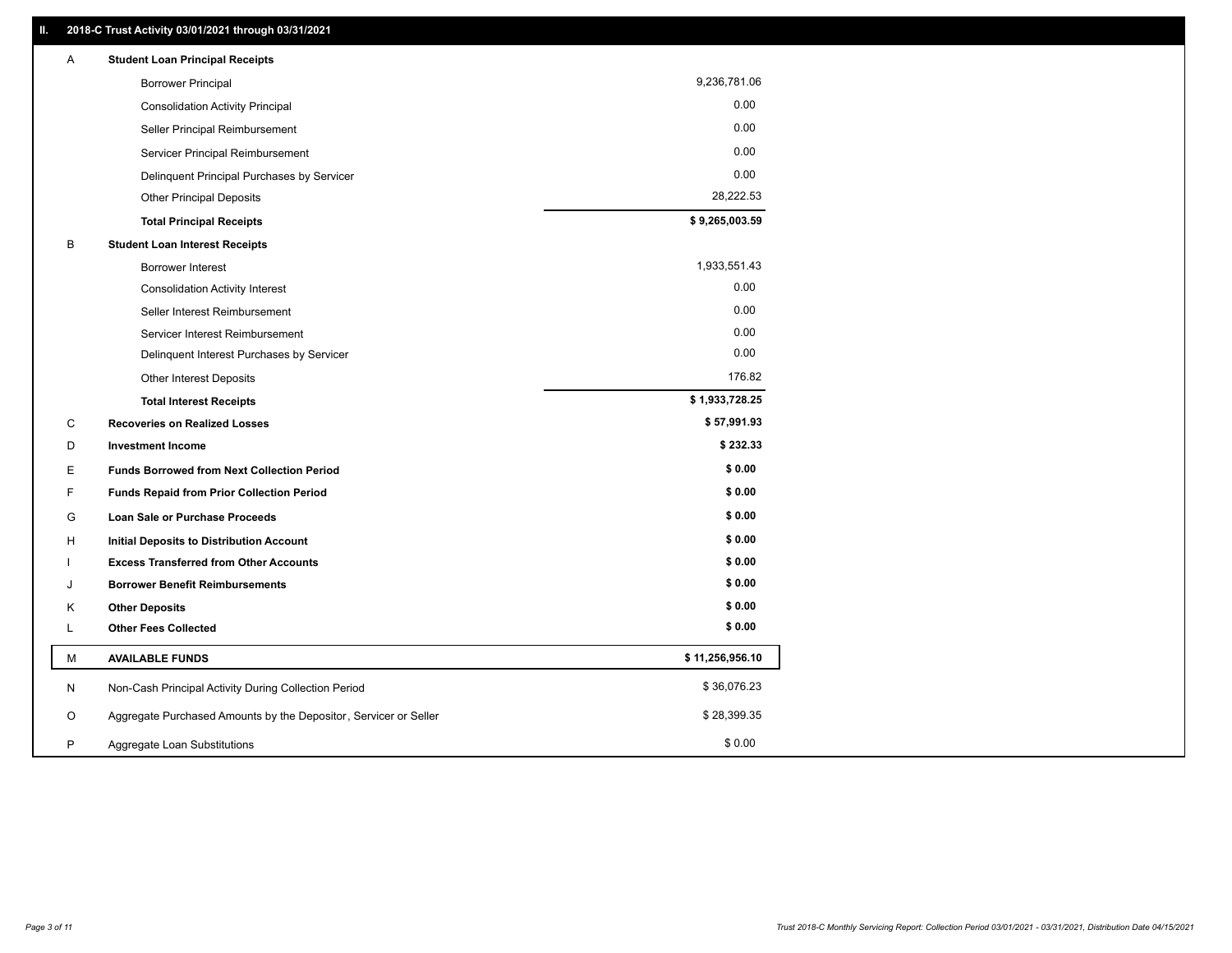## II. 2018-C Trust Activity 03/01/2021 through 03/31/2021

| | | |
|---|---|---|
| A | **Student Loan Principal Receipts** | |
| | Borrower Principal | 9,236,781.06 |
| | Consolidation Activity Principal | 0.00 |
| | Seller Principal Reimbursement | 0.00 |
| | Servicer Principal Reimbursement | 0.00 |
| | Delinquent Principal Purchases by Servicer | 0.00 |
| | Other Principal Deposits | 28,222.53 |
| | **Total Principal Receipts** | **$ 9,265,003.59** |
| B | **Student Loan Interest Receipts** | |
| | Borrower Interest | 1,933,551.43 |
| | Consolidation Activity Interest | 0.00 |
| | Seller Interest Reimbursement | 0.00 |
| | Servicer Interest Reimbursement | 0.00 |
| | Delinquent Interest Purchases by Servicer | 0.00 |
| | Other Interest Deposits | 176.82 |
| | **Total Interest Receipts** | **$ 1,933,728.25** |
| C | **Recoveries on Realized Losses** | **$ 57,991.93** |
| D | **Investment Income** | **$ 232.33** |
| E | **Funds Borrowed from Next Collection Period** | **$ 0.00** |
| F | **Funds Repaid from Prior Collection Period** | **$ 0.00** |
| G | **Loan Sale or Purchase Proceeds** | **$ 0.00** |
| H | **Initial Deposits to Distribution Account** | **$ 0.00** |
| I | **Excess Transferred from Other Accounts** | **$ 0.00** |
| J | **Borrower Benefit Reimbursements** | **$ 0.00** |
| K | **Other Deposits** | **$ 0.00** |
| L | **Other Fees Collected** | **$ 0.00** |
| M | **AVAILABLE FUNDS** | **$ 11,256,956.10** |
| N | Non-Cash Principal Activity During Collection Period | $ 36,076.23 |
| O | Aggregate Purchased Amounts by the Depositor, Servicer or Seller | $ 28,399.35 |
| P | Aggregate Loan Substitutions | $ 0.00 |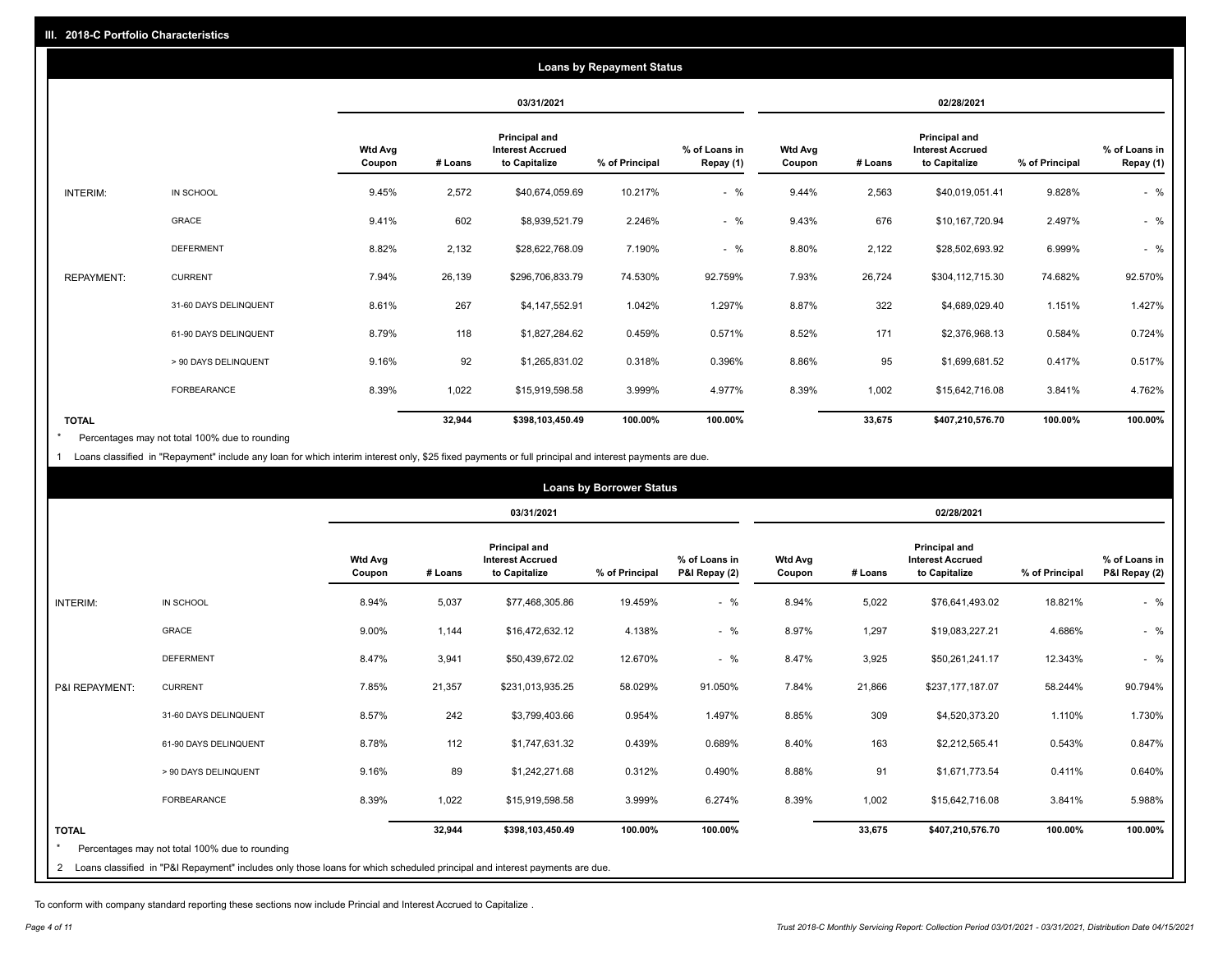## III. 2018-C Portfolio Characteristics

### Loans by Repayment Status

| | | 03/31/2021 | | | | | 02/28/2021 | | | | |
|---|---|---|---|---|---|---|---|---|---|---|---|
| | | Wtd Avg Coupon | # Loans | Principal and Interest Accrued to Capitalize | % of Principal | % of Loans in Repay (1) | Wtd Avg Coupon | # Loans | Principal and Interest Accrued to Capitalize | % of Principal | % of Loans in Repay (1) |
| INTERIM: | IN SCHOOL | 9.45% | 2,572 | $40,674,059.69 | 10.217% | - % | 9.44% | 2,563 | $40,019,051.41 | 9.828% | - % |
| | GRACE | 9.41% | 602 | $8,939,521.79 | 2.246% | - % | 9.43% | 676 | $10,167,720.94 | 2.497% | - % |
| | DEFERMENT | 8.82% | 2,132 | $28,622,768.09 | 7.190% | - % | 8.80% | 2,122 | $28,502,693.92 | 6.999% | - % |
| REPAYMENT: | CURRENT | 7.94% | 26,139 | $296,706,833.79 | 74.530% | 92.759% | 7.93% | 26,724 | $304,112,715.30 | 74.682% | 92.570% |
| | 31-60 DAYS DELINQUENT | 8.61% | 267 | $4,147,552.91 | 1.042% | 1.297% | 8.87% | 322 | $4,689,029.40 | 1.151% | 1.427% |
| | 61-90 DAYS DELINQUENT | 8.79% | 118 | $1,827,284.62 | 0.459% | 0.571% | 8.52% | 171 | $2,376,968.13 | 0.584% | 0.724% |
| | > 90 DAYS DELINQUENT | 9.16% | 92 | $1,265,831.02 | 0.318% | 0.396% | 8.86% | 95 | $1,699,681.52 | 0.417% | 0.517% |
| | FORBEARANCE | 8.39% | 1,022 | $15,919,598.58 | 3.999% | 4.977% | 8.39% | 1,002 | $15,642,716.08 | 3.841% | 4.762% |
| **TOTAL** | | | **32,944** | **$398,103,450.49** | **100.00%** | **100.00%** | | **33,675** | **$407,210,576.70** | **100.00%** | **100.00%** |

\* Percentages may not total 100% due to rounding

1 Loans classified in "Repayment" include any loan for which interim interest only, $25 fixed payments or full principal and interest payments are due.

### Loans by Borrower Status

| | | 03/31/2021 | | | | | 02/28/2021 | | | | |
|---|---|---|---|---|---|---|---|---|---|---|---|
| | | Wtd Avg Coupon | # Loans | Principal and Interest Accrued to Capitalize | % of Principal | % of Loans in P&I Repay (2) | Wtd Avg Coupon | # Loans | Principal and Interest Accrued to Capitalize | % of Principal | % of Loans in P&I Repay (2) |
| INTERIM: | IN SCHOOL | 8.94% | 5,037 | $77,468,305.86 | 19.459% | - % | 8.94% | 5,022 | $76,641,493.02 | 18.821% | - % |
| | GRACE | 9.00% | 1,144 | $16,472,632.12 | 4.138% | - % | 8.97% | 1,297 | $19,083,227.21 | 4.686% | - % |
| | DEFERMENT | 8.47% | 3,941 | $50,439,672.02 | 12.670% | - % | 8.47% | 3,925 | $50,261,241.17 | 12.343% | - % |
| P&I REPAYMENT: | CURRENT | 7.85% | 21,357 | $231,013,935.25 | 58.029% | 91.050% | 7.84% | 21,866 | $237,177,187.07 | 58.244% | 90.794% |
| | 31-60 DAYS DELINQUENT | 8.57% | 242 | $3,799,403.66 | 0.954% | 1.497% | 8.85% | 309 | $4,520,373.20 | 1.110% | 1.730% |
| | 61-90 DAYS DELINQUENT | 8.78% | 112 | $1,747,631.32 | 0.439% | 0.689% | 8.40% | 163 | $2,212,565.41 | 0.543% | 0.847% |
| | > 90 DAYS DELINQUENT | 9.16% | 89 | $1,242,271.68 | 0.312% | 0.490% | 8.88% | 91 | $1,671,773.54 | 0.411% | 0.640% |
| | FORBEARANCE | 8.39% | 1,022 | $15,919,598.58 | 3.999% | 6.274% | 8.39% | 1,002 | $15,642,716.08 | 3.841% | 5.988% |
| **TOTAL** | | | **32,944** | **$398,103,450.49** | **100.00%** | **100.00%** | | **33,675** | **$407,210,576.70** | **100.00%** | **100.00%** |

\* Percentages may not total 100% due to rounding

2 Loans classified in "P&I Repayment" includes only those loans for which scheduled principal and interest payments are due.

To conform with company standard reporting these sections now include Princial and Interest Accrued to Capitalize .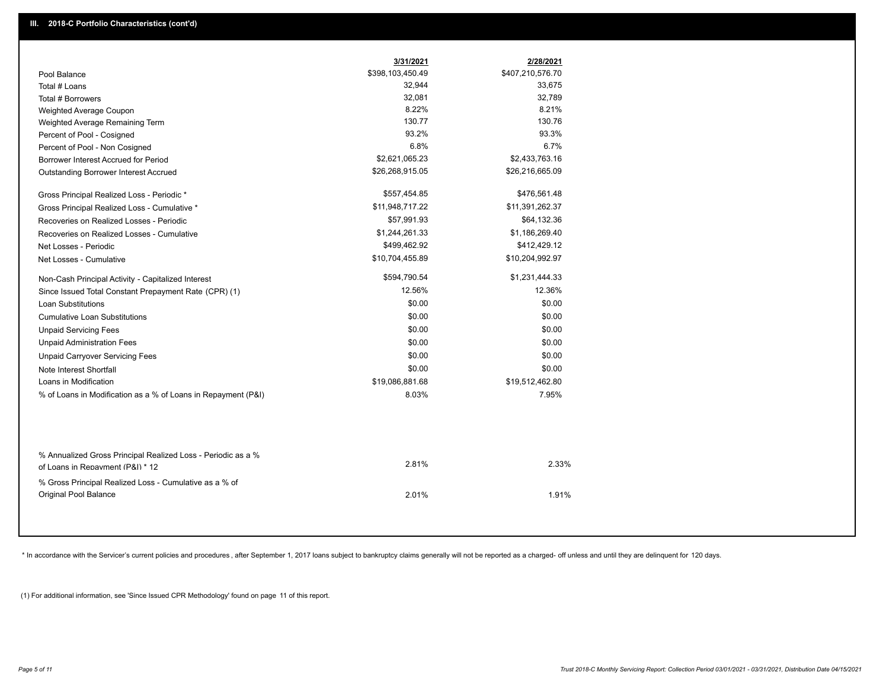## III. 2018-C Portfolio Characteristics (cont'd)

| | 3/31/2021 | 2/28/2021 |
|---|---|---|
| Pool Balance | $398,103,450.49 | $407,210,576.70 |
| Total # Loans | 32,944 | 33,675 |
| Total # Borrowers | 32,081 | 32,789 |
| Weighted Average Coupon | 8.22% | 8.21% |
| Weighted Average Remaining Term | 130.77 | 130.76 |
| Percent of Pool - Cosigned | 93.2% | 93.3% |
| Percent of Pool - Non Cosigned | 6.8% | 6.7% |
| Borrower Interest Accrued for Period | $2,621,065.23 | $2,433,763.16 |
| Outstanding Borrower Interest Accrued | $26,268,915.05 | $26,216,665.09 |
| Gross Principal Realized Loss - Periodic * | $557,454.85 | $476,561.48 |
| Gross Principal Realized Loss - Cumulative * | $11,948,717.22 | $11,391,262.37 |
| Recoveries on Realized Losses - Periodic | $57,991.93 | $64,132.36 |
| Recoveries on Realized Losses - Cumulative | $1,244,261.33 | $1,186,269.40 |
| Net Losses - Periodic | $499,462.92 | $412,429.12 |
| Net Losses - Cumulative | $10,704,455.89 | $10,204,992.97 |
| Non-Cash Principal Activity - Capitalized Interest | $594,790.54 | $1,231,444.33 |
| Since Issued Total Constant Prepayment Rate (CPR) (1) | 12.56% | 12.36% |
| Loan Substitutions | $0.00 | $0.00 |
| Cumulative Loan Substitutions | $0.00 | $0.00 |
| Unpaid Servicing Fees | $0.00 | $0.00 |
| Unpaid Administration Fees | $0.00 | $0.00 |
| Unpaid Carryover Servicing Fees | $0.00 | $0.00 |
| Note Interest Shortfall | $0.00 | $0.00 |
| Loans in Modification | $19,086,881.68 | $19,512,462.80 |
| % of Loans in Modification as a % of Loans in Repayment (P&I) | 8.03% | 7.95% |
| % Annualized Gross Principal Realized Loss - Periodic as a % of Loans in Repayment (P&I) * 12 | 2.81% | 2.33% |
| % Gross Principal Realized Loss - Cumulative as a % of Original Pool Balance | 2.01% | 1.91% |

* In accordance with the Servicer's current policies and procedures , after September 1, 2017 loans subject to bankruptcy claims generally will not be reported as a charged- off unless and until they are delinquent for 120 days.

(1) For additional information, see 'Since Issued CPR Methodology' found on page 11 of this report.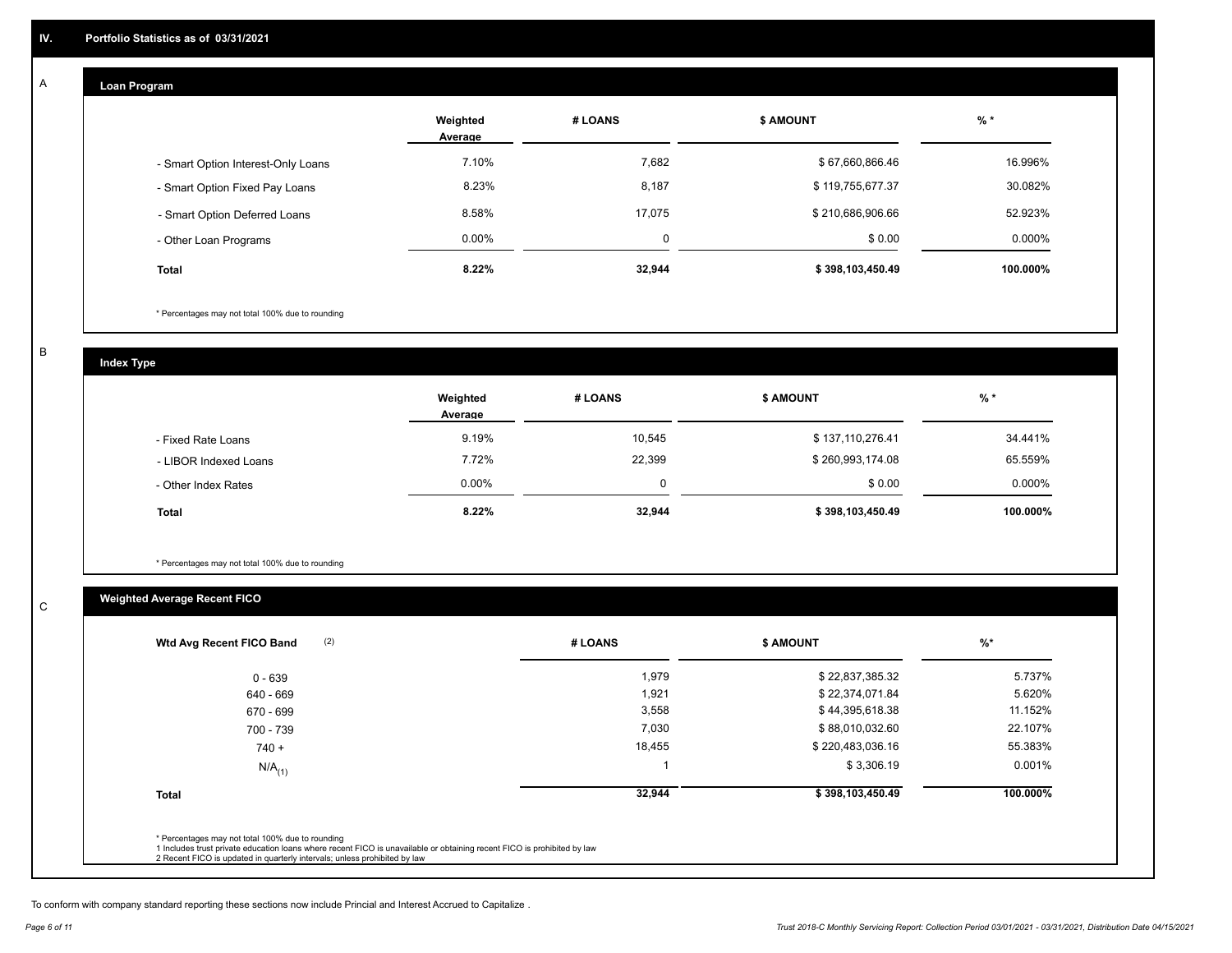## IV. Portfolio Statistics as of 03/31/2021

### A Loan Program

| | Weighted Average | # LOANS | $ AMOUNT | % * |
|---|---|---|---|---|
| - Smart Option Interest-Only Loans | 7.10% | 7,682 | $ 67,660,866.46 | 16.996% |
| - Smart Option Fixed Pay Loans | 8.23% | 8,187 | $ 119,755,677.37 | 30.082% |
| - Smart Option Deferred Loans | 8.58% | 17,075 | $ 210,686,906.66 | 52.923% |
| - Other Loan Programs | 0.00% | 0 | $ 0.00 | 0.000% |
| **Total** | **8.22%** | **32,944** | **$ 398,103,450.49** | **100.000%** |

* Percentages may not total 100% due to rounding

### B Index Type

| | Weighted Average | # LOANS | $ AMOUNT | % * |
|---|---|---|---|---|
| - Fixed Rate Loans | 9.19% | 10,545 | $ 137,110,276.41 | 34.441% |
| - LIBOR Indexed Loans | 7.72% | 22,399 | $ 260,993,174.08 | 65.559% |
| - Other Index Rates | 0.00% | 0 | $ 0.00 | 0.000% |
| **Total** | **8.22%** | **32,944** | **$ 398,103,450.49** | **100.000%** |

* Percentages may not total 100% due to rounding

### C Weighted Average Recent FICO

| Wtd Avg Recent FICO Band (2) | # LOANS | $ AMOUNT | %* |
|---|---|---|---|
| 0 - 639 | 1,979 | $ 22,837,385.32 | 5.737% |
| 640 - 669 | 1,921 | $ 22,374,071.84 | 5.620% |
| 670 - 699 | 3,558 | $ 44,395,618.38 | 11.152% |
| 700 - 739 | 7,030 | $ 88,010,032.60 | 22.107% |
| 740 + | 18,455 | $ 220,483,036.16 | 55.383% |
| N/A(1) | 1 | $ 3,306.19 | 0.001% |
| **Total** | **32,944** | **$ 398,103,450.49** | **100.000%** |

* Percentages may not total 100% due to rounding
1 Includes trust private education loans where recent FICO is unavailable or obtaining recent FICO is prohibited by law
2 Recent FICO is updated in quarterly intervals; unless prohibited by law

To conform with company standard reporting these sections now include Princial and Interest Accrued to Capitalize .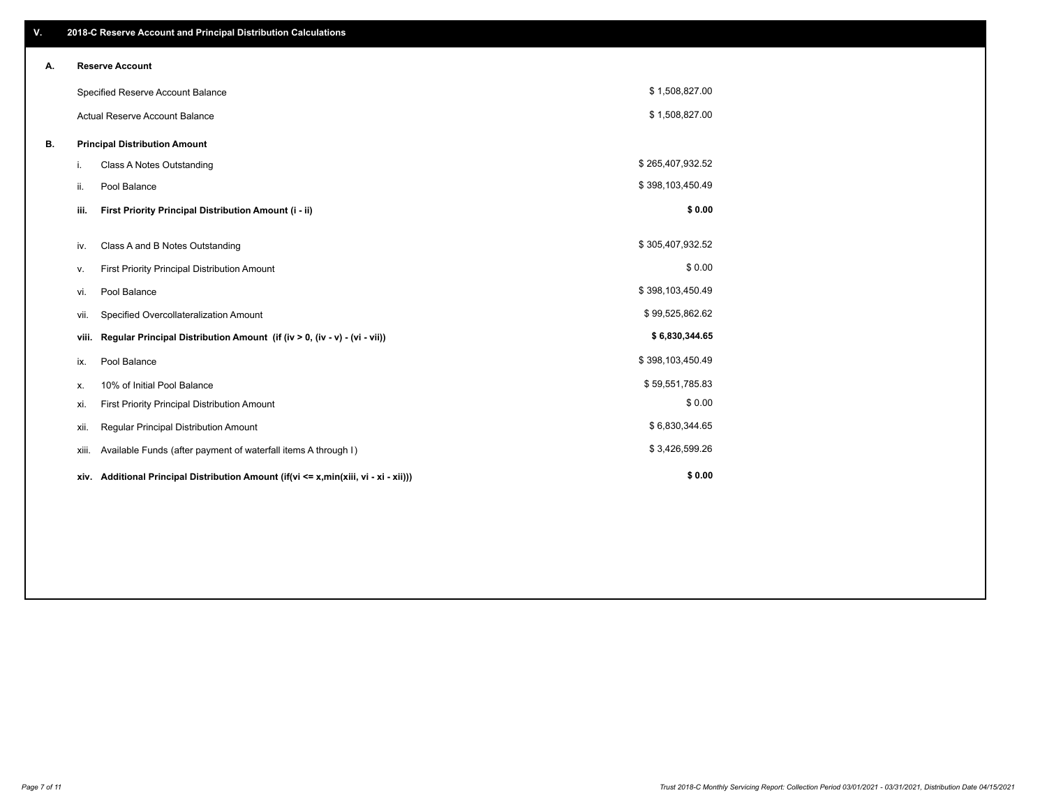## V. 2018-C Reserve Account and Principal Distribution Calculations

### A. Reserve Account

| | |
|---|---|
| Specified Reserve Account Balance | $ 1,508,827.00 |
| Actual Reserve Account Balance | $ 1,508,827.00 |

### B. Principal Distribution Amount

| | | |
|---|---|---|
| i. | Class A Notes Outstanding | $ 265,407,932.52 |
| ii. | Pool Balance | $ 398,103,450.49 |
| **iii.** | **First Priority Principal Distribution Amount (i - ii)** | **$ 0.00** |
| iv. | Class A and B Notes Outstanding | $ 305,407,932.52 |
| v. | First Priority Principal Distribution Amount | $ 0.00 |
| vi. | Pool Balance | $ 398,103,450.49 |
| vii. | Specified Overcollateralization Amount | $ 99,525,862.62 |
| **viii.** | **Regular Principal Distribution Amount (if (iv > 0, (iv - v) - (vi - vii))** | **$ 6,830,344.65** |
| ix. | Pool Balance | $ 398,103,450.49 |
| x. | 10% of Initial Pool Balance | $ 59,551,785.83 |
| xi. | First Priority Principal Distribution Amount | $ 0.00 |
| xii. | Regular Principal Distribution Amount | $ 6,830,344.65 |
| xiii. | Available Funds (after payment of waterfall items A through I) | $ 3,426,599.26 |
| **xiv.** | **Additional Principal Distribution Amount (if(vi <= x,min(xiii, vi - xi - xii)))** | **$ 0.00** |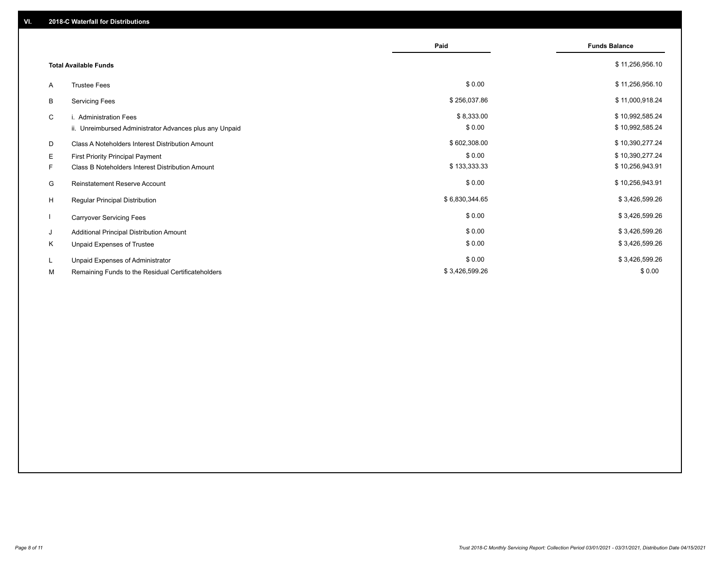## VI. 2018-C Waterfall for Distributions

| | | Paid | Funds Balance |
|---|---|---|---|
| | **Total Available Funds** | | $ 11,256,956.10 |
| A | Trustee Fees | $ 0.00 | $ 11,256,956.10 |
| B | Servicing Fees | $ 256,037.86 | $ 11,000,918.24 |
| C | i. Administration Fees | $ 8,333.00 | $ 10,992,585.24 |
| | ii. Unreimbursed Administrator Advances plus any Unpaid | $ 0.00 | $ 10,992,585.24 |
| D | Class A Noteholders Interest Distribution Amount | $ 602,308.00 | $ 10,390,277.24 |
| E | First Priority Principal Payment | $ 0.00 | $ 10,390,277.24 |
| F | Class B Noteholders Interest Distribution Amount | $ 133,333.33 | $ 10,256,943.91 |
| G | Reinstatement Reserve Account | $ 0.00 | $ 10,256,943.91 |
| H | Regular Principal Distribution | $ 6,830,344.65 | $ 3,426,599.26 |
| I | Carryover Servicing Fees | $ 0.00 | $ 3,426,599.26 |
| J | Additional Principal Distribution Amount | $ 0.00 | $ 3,426,599.26 |
| K | Unpaid Expenses of Trustee | $ 0.00 | $ 3,426,599.26 |
| L | Unpaid Expenses of Administrator | $ 0.00 | $ 3,426,599.26 |
| M | Remaining Funds to the Residual Certificateholders | $ 3,426,599.26 | $ 0.00 |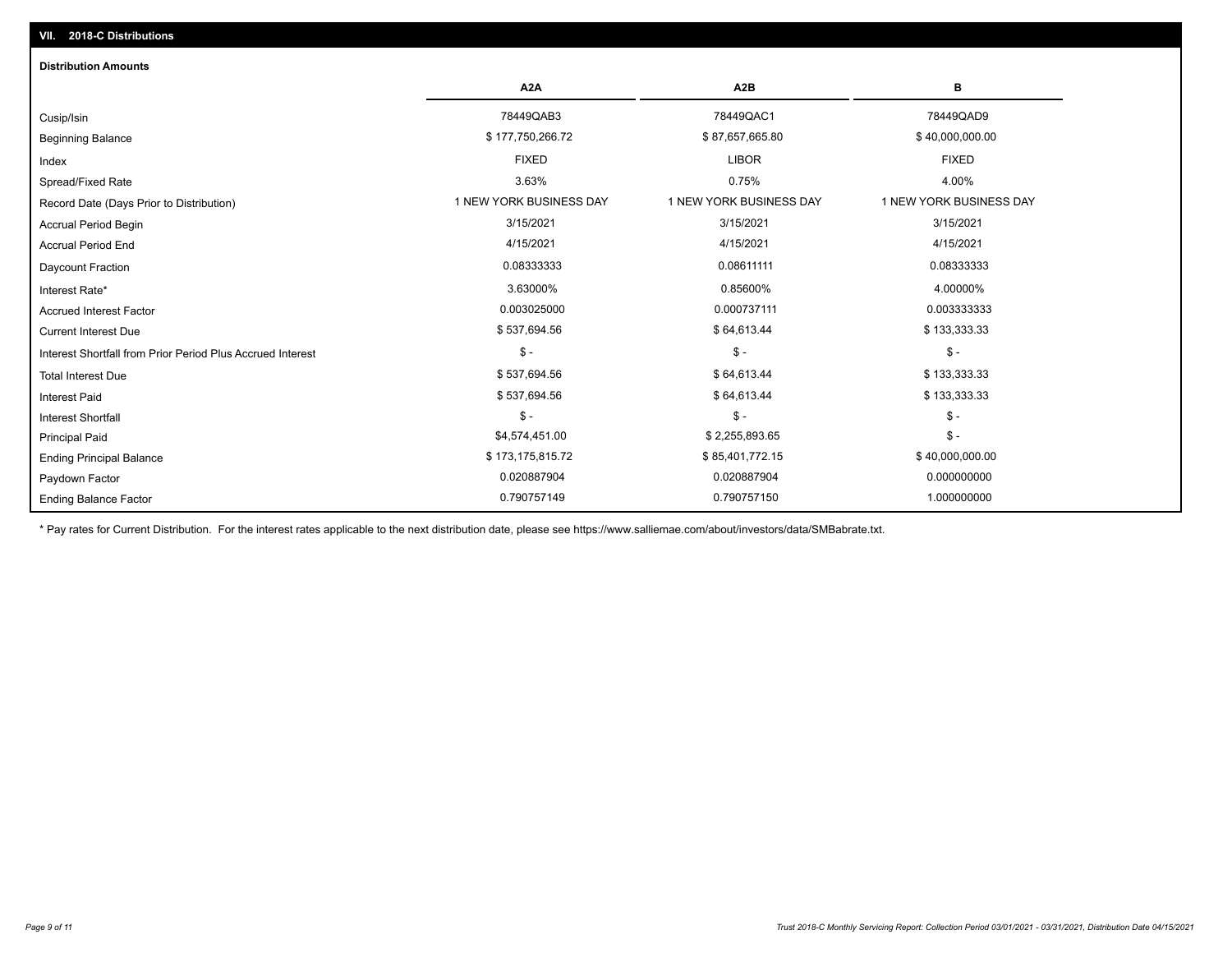## VII. 2018-C Distributions

### Distribution Amounts

| | A2A | A2B | B |
|---|---|---|---|
| Cusip/Isin | 78449QAB3 | 78449QAC1 | 78449QAD9 |
| Beginning Balance | $ 177,750,266.72 | $ 87,657,665.80 | $ 40,000,000.00 |
| Index | FIXED | LIBOR | FIXED |
| Spread/Fixed Rate | 3.63% | 0.75% | 4.00% |
| Record Date (Days Prior to Distribution) | 1 NEW YORK BUSINESS DAY | 1 NEW YORK BUSINESS DAY | 1 NEW YORK BUSINESS DAY |
| Accrual Period Begin | 3/15/2021 | 3/15/2021 | 3/15/2021 |
| Accrual Period End | 4/15/2021 | 4/15/2021 | 4/15/2021 |
| Daycount Fraction | 0.08333333 | 0.08611111 | 0.08333333 |
| Interest Rate* | 3.63000% | 0.85600% | 4.00000% |
| Accrued Interest Factor | 0.003025000 | 0.000737111 | 0.003333333 |
| Current Interest Due | $ 537,694.56 | $ 64,613.44 | $ 133,333.33 |
| Interest Shortfall from Prior Period Plus Accrued Interest | $ - | $ - | $ - |
| Total Interest Due | $ 537,694.56 | $ 64,613.44 | $ 133,333.33 |
| Interest Paid | $ 537,694.56 | $ 64,613.44 | $ 133,333.33 |
| Interest Shortfall | $ - | $ - | $ - |
| Principal Paid | $4,574,451.00 | $ 2,255,893.65 | $ - |
| Ending Principal Balance | $ 173,175,815.72 | $ 85,401,772.15 | $ 40,000,000.00 |
| Paydown Factor | 0.020887904 | 0.020887904 | 0.000000000 |
| Ending Balance Factor | 0.790757149 | 0.790757150 | 1.000000000 |

* Pay rates for Current Distribution. For the interest rates applicable to the next distribution date, please see https://www.salliemae.com/about/investors/data/SMBabrate.txt.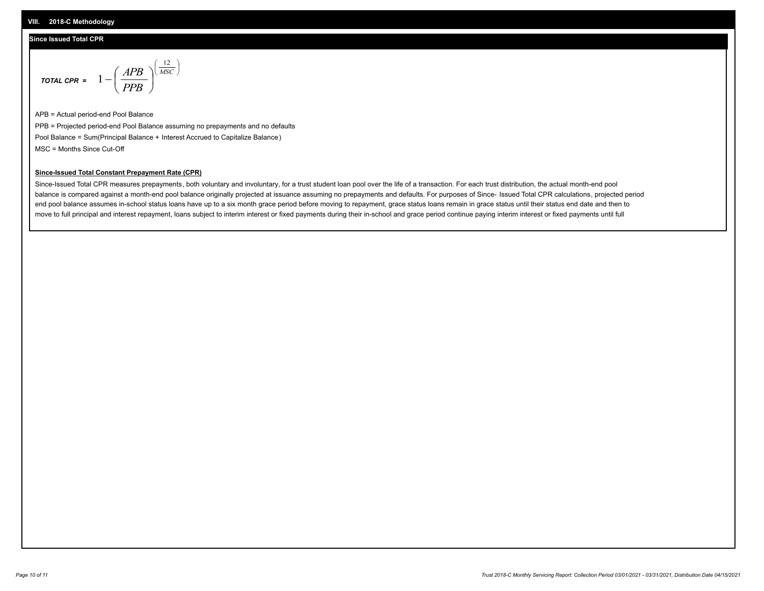## VIII. 2018-C Methodology

### Since Issued Total CPR

$$\textbf{\textit{TOTAL CPR}} = 1 - \left( \frac{APB}{PPB} \right)^{\left( \frac{12}{MSC} \right)}$$

APB = Actual period-end Pool Balance

PPB = Projected period-end Pool Balance assuming no prepayments and no defaults

Pool Balance = Sum(Principal Balance + Interest Accrued to Capitalize Balance)

MSC = Months Since Cut-Off

**Since-Issued Total Constant Prepayment Rate (CPR)**

Since-Issued Total CPR measures prepayments, both voluntary and involuntary, for a trust student loan pool over the life of a transaction. For each trust distribution, the actual month-end pool balance is compared against a month-end pool balance originally projected at issuance assuming no prepayments and defaults. For purposes of Since- Issued Total CPR calculations, projected period end pool balance assumes in-school status loans have up to a six month grace period before moving to repayment, grace status loans remain in grace status until their status end date and then to move to full principal and interest repayment, loans subject to interim interest or fixed payments during their in-school and grace period continue paying interim interest or fixed payments until full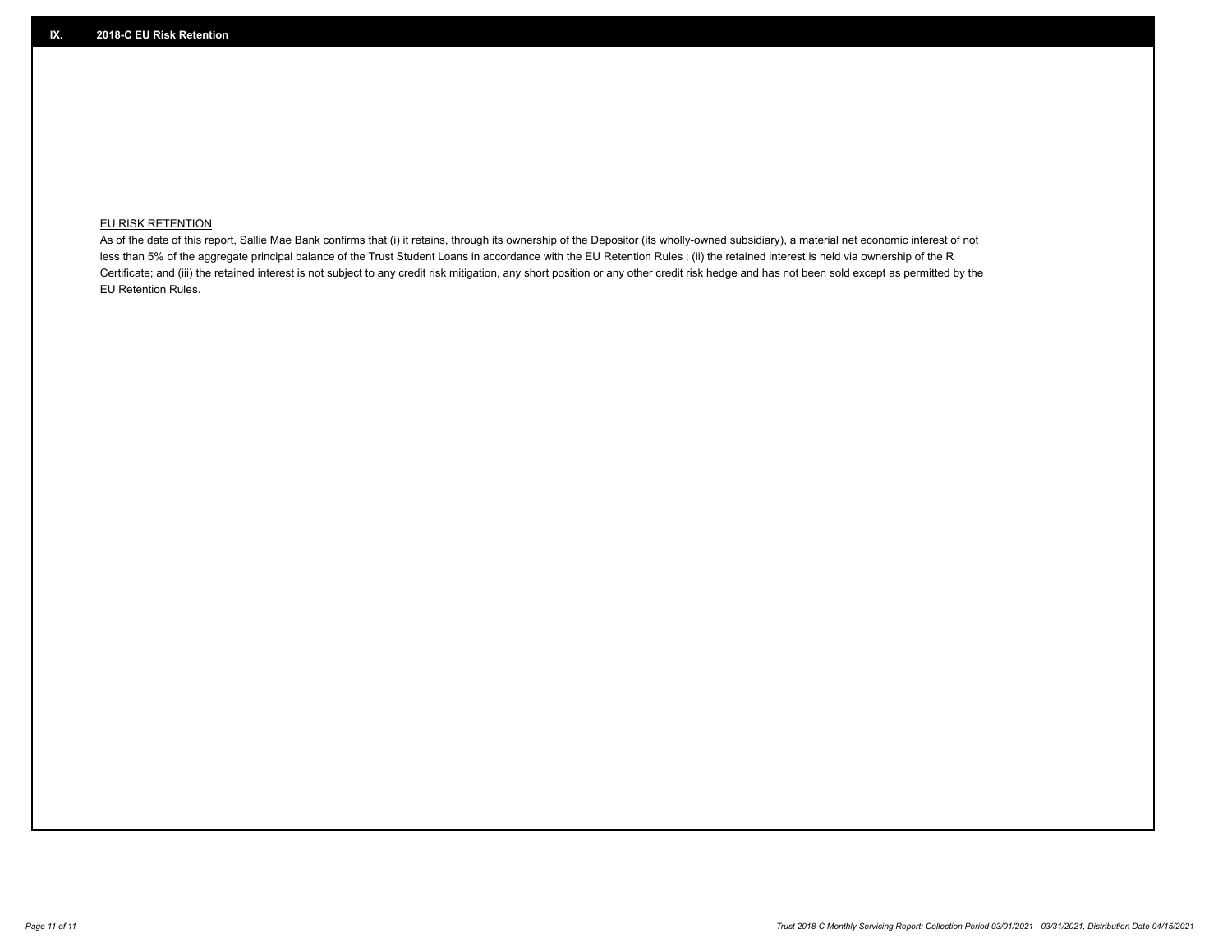## IX. 2018-C EU Risk Retention

<u>EU RISK RETENTION</u>

As of the date of this report, Sallie Mae Bank confirms that (i) it retains, through its ownership of the Depositor (its wholly-owned subsidiary), a material net economic interest of not less than 5% of the aggregate principal balance of the Trust Student Loans in accordance with the EU Retention Rules ; (ii) the retained interest is held via ownership of the R Certificate; and (iii) the retained interest is not subject to any credit risk mitigation, any short position or any other credit risk hedge and has not been sold except as permitted by the EU Retention Rules.